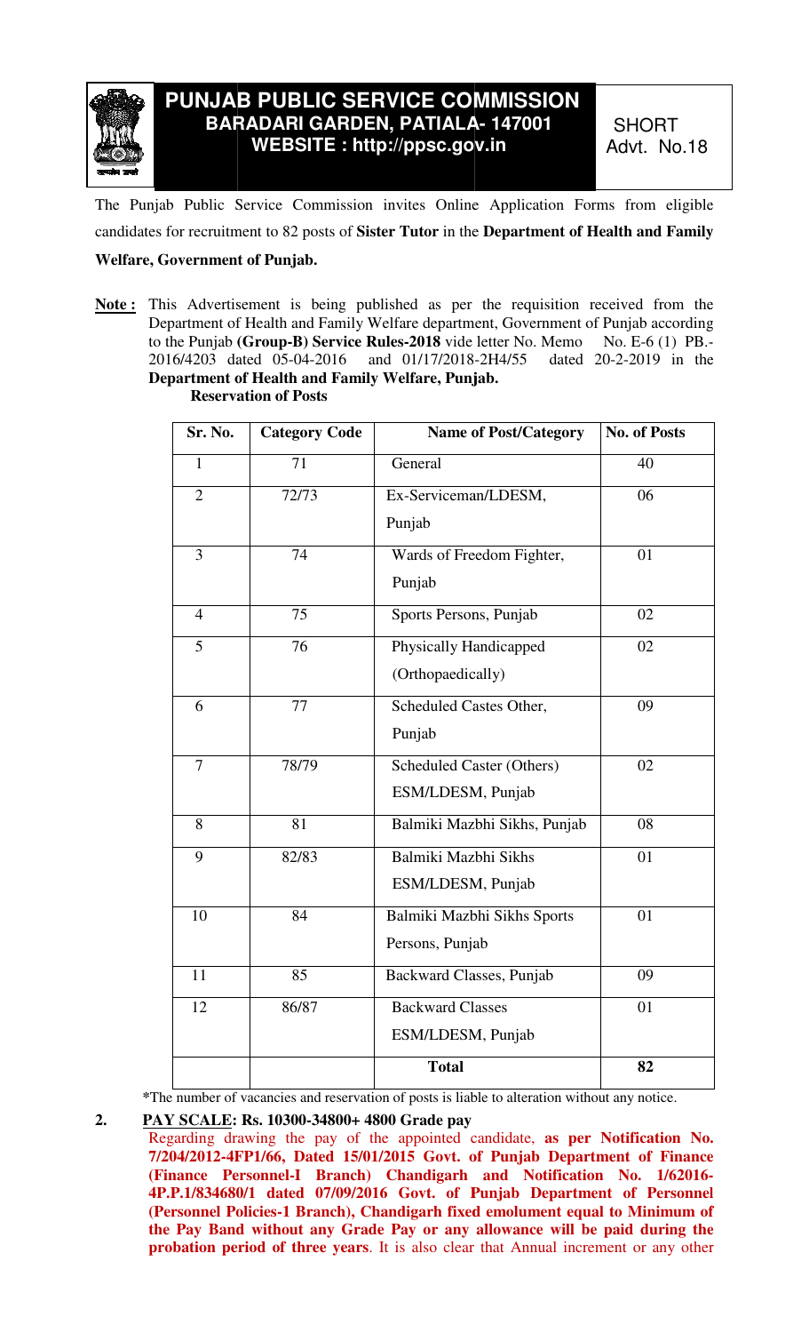# PUNJAB PUBLIC SERVICE COMMISSION
## BARADARI GARDEN, PATIALA- 147001
### WEBSITE : http://ppsc.gov.in

SHORT Advt. No.18

The Punjab Public Service Commission invites Online Application Forms from eligible candidates for recruitment to 82 posts of **Sister Tutor** in the **Department of Health and Family Welfare, Government of Punjab.**

**Note :** This Advertisement is being published as per the requisition received from the Department of Health and Family Welfare department, Government of Punjab according to the Punjab **(Group-B) Service Rules-2018** vide letter No. Memo No. E-6 (1) PB.-2016/4203 dated 05-04-2016 and 01/17/2018-2H4/55 dated 20-2-2019 in the **Department of Health and Family Welfare, Punjab.**

**Reservation of Posts**

| Sr. No. | Category Code | Name of Post/Category | No. of Posts |
|---|---|---|---|
| 1 | 71 | General | 40 |
| 2 | 72/73 | Ex-Serviceman/LDESM, Punjab | 06 |
| 3 | 74 | Wards of Freedom Fighter, Punjab | 01 |
| 4 | 75 | Sports Persons, Punjab | 02 |
| 5 | 76 | Physically Handicapped (Orthopaedically) | 02 |
| 6 | 77 | Scheduled Castes Other, Punjab | 09 |
| 7 | 78/79 | Scheduled Caster (Others) ESM/LDESM, Punjab | 02 |
| 8 | 81 | Balmiki Mazbhi Sikhs, Punjab | 08 |
| 9 | 82/83 | Balmiki Mazbhi Sikhs ESM/LDESM, Punjab | 01 |
| 10 | 84 | Balmiki Mazbhi Sikhs Sports Persons, Punjab | 01 |
| 11 | 85 | Backward Classes, Punjab | 09 |
| 12 | 86/87 | Backward Classes ESM/LDESM, Punjab | 01 |
| | | **Total** | **82** |

*The number of vacancies and reservation of posts is liable to alteration without any notice.

**2. PAY SCALE: Rs. 10300-34800+ 4800 Grade pay**

Regarding drawing the pay of the appointed candidate, **as per Notification No. 7/204/2012-4FP1/66, Dated 15/01/2015 Govt. of Punjab Department of Finance (Finance Personnel-I Branch) Chandigarh and Notification No. 1/62016-4P.P.1/834680/1 dated 07/09/2016 Govt. of Punjab Department of Personnel (Personnel Policies-1 Branch), Chandigarh fixed emolument equal to Minimum of the Pay Band without any Grade Pay or any allowance will be paid during the probation period of three years**. It is also clear that Annual increment or any other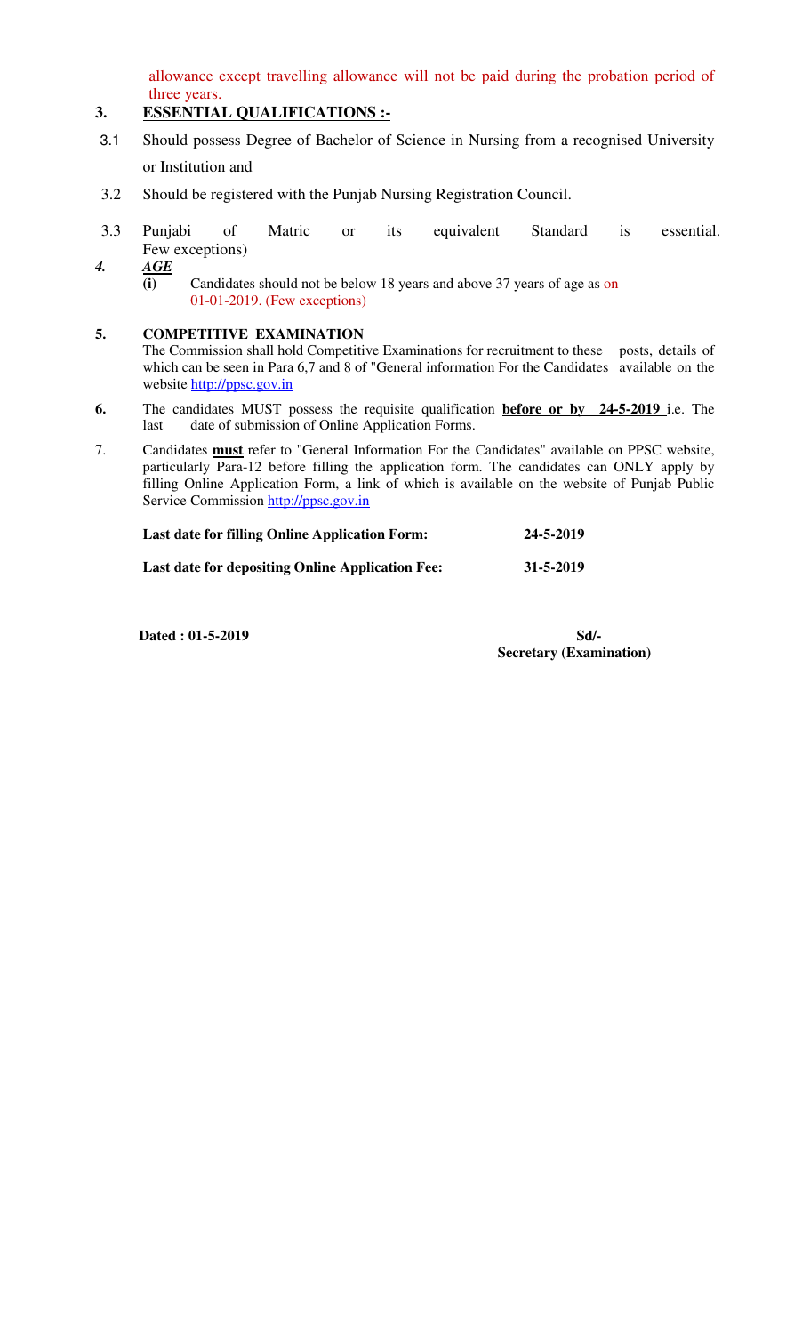allowance except travelling allowance will not be paid during the probation period of three years.

**3. ESSENTIAL QUALIFICATIONS :-**

3.1 Should possess Degree of Bachelor of Science in Nursing from a recognised University or Institution and

3.2 Should be registered with the Punjab Nursing Registration Council.

3.3 Punjabi of Matric or its equivalent Standard is essential. Few exceptions)

***4. AGE***

**(i)** Candidates should not be below 18 years and above 37 years of age as on 01-01-2019. (Few exceptions)

**5. COMPETITIVE EXAMINATION**

The Commission shall hold Competitive Examinations for recruitment to these posts, details of which can be seen in Para 6,7 and 8 of "General information For the Candidates available on the website http://ppsc.gov.in

**6.** The candidates MUST possess the requisite qualification **before or by 24-5-2019** i.e. The last date of submission of Online Application Forms.

7. Candidates **must** refer to "General Information For the Candidates" available on PPSC website, particularly Para-12 before filling the application form. The candidates can ONLY apply by filling Online Application Form, a link of which is available on the website of Punjab Public Service Commission http://ppsc.gov.in

**Last date for filling Online Application Form:** **24-5-2019**

**Last date for depositing Online Application Fee:** **31-5-2019**

**Dated : 01-5-2019**

**Sd/-**
**Secretary (Examination)**